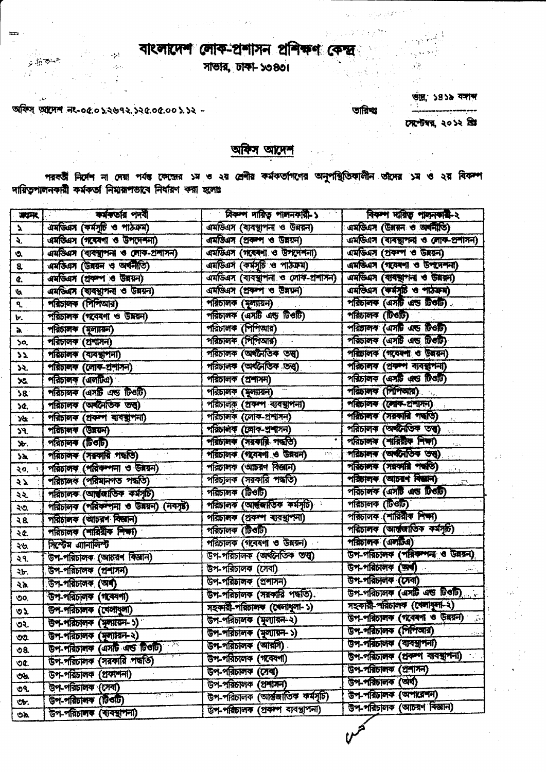# বাংলাদেশ লোক-প্রশাসন প্রশিক্ষণ কেন্দ্র

সাভার, ঢাকা-১৩৪৩।

অফিস আদেশ নং-০৫.০১.২৬৭২.১২৫.০৫.০০১.১২ -

তারিখঃ ভাদ্র, ১৪১৯ বঙ্গাব্দ / সেপ্টেম্বর, ২০১২ খ্রিঃ

## অফিস আদেশ

পরবর্তী নির্দেশ না দেয়া পর্যন্ত কেন্দ্রের ১ম ও ২য় শ্রেণীর কর্মকর্তাগণের অনুপস্থিতিকালীন তাঁদের ১ম ও ২য় বিকল্প দায়িত্বপালনকারী কর্মকর্তা নিম্নরূপভাবে নির্ধারণ করা হলোঃ

| ক্রমনং | কর্মকর্তার পদবী | বিকল্প দায়িত্ব পালনকারী-১ | বিকল্প দায়িত্ব পালনকারী-২ |
|---|---|---|---|
| ১ | এমডিএস (কর্মসূচি ও পাঠক্রম) | এমডিএস (ব্যবস্থাপনা ও উন্নয়ন) | এমডিএস (উন্নয়ন ও অর্থনীতি) |
| ২. | এমডিএস (গবেষণা ও উপদেশনা) | এমডিএস (প্রকল্প ও উন্নয়ন) | এমডিএস (ব্যবস্থাপনা ও লোক-প্রশাসন) |
| ৩. | এমডিএস (ব্যবস্থাপনা ও লোক-প্রশাসন) | এমডিএস (গবেষণা ও উপদেশনা) | এমডিএস (প্রকল্প ও উন্নয়ন) |
| ৪. | এমডিএস (উন্নয়ন ও অর্থনীতি) | এমডিএস (কর্মসূচি ও পাঠক্রম) | এমডিএস (গবেষণা ও উপদেশনা) |
| ৫. | এমডিএস (প্রকল্প ও উন্নয়ন) | এমডিএস (ব্যবস্থাপনা ও লোক-প্রশাসন) | এমডিএস (ব্যবস্থাপনা ও উন্নয়ন) |
| ৬. | এমডিএস (ব্যবস্থাপনা ও উন্নয়ন) | এমডিএস (প্রকল্প ও উন্নয়ন) | এমডিএস (কর্মসূচি ও পাঠক্রম) |
| ৭. | পরিচালক (পিপিআর) | পরিচালক (মূল্যায়ন) | পরিচালক (এসটি এন্ড টিওটি) |
| ৮. | পরিচালক (গবেষণা ও উন্নয়ন) | পরিচালক (এসটি এন্ড টিওটি) | পরিচালক (টিওটি) |
| ৯. | পরিচালক (মূল্যায়ন) | পরিচালক (পিপিআর) | পরিচালক (এসটি এন্ড টিওটি) |
| ১০. | পরিচালক (প্রশাসন) | পরিচালক (পিপিআর) | পরিচালক (এসটি এন্ড টিওটি) |
| ১১ | পরিচালক (ব্যবস্থাপনা) | পরিচালক (অর্থনৈতিক তত্ত্ব) | পরিচালক (গবেষণা ও উন্নয়ন) |
| ১২. | পরিচালক (লোক-প্রশাসন) | পরিচালক (অর্থনৈতিক তত্ত্ব) | পরিচালক (প্রকল্প ব্যবস্থাপনা) |
| ১৩. | পরিচালক (এলটিএ) | পরিচালক (প্রশাসন) | পরিচালক (এসটি এন্ড টিওটি) |
| ১৪. | পরিচালক (এসটি এন্ড টিওটি) | পরিচালক (মূল্যায়ন) | পরিচালক (পিপিআর) |
| ১৫. | পরিচালক (অর্থনৈতিক তত্ত্ব) | পরিচালক (প্রকল্প ব্যবস্থাপনা) | পরিচালক (লোক-প্রশাসন) |
| ১৬. | পরিচালক (প্রকল্প ব্যবস্থাপনা) | পরিচালক (লোক-প্রশাসন) | পরিচালক (সরকারি পদ্ধতি) |
| ১৭. | পরিচালক (উন্নয়ন) | পরিচালক (লোক-প্রশাসন) | পরিচালক (অর্থনৈতিক তত্ত্ব) |
| ১৮. | পরিচালক (টিওটি) | পরিচালক (সরকারি পদ্ধতি) | পরিচালক (শারিরীক শিক্ষা) |
| ১৯. | পরিচালক (সরকারি পদ্ধতি) | পরিচালক (গবেষণা ও উন্নয়ন) | পরিচালক (অর্থনৈতিক তত্ত্ব) |
| ২০. | পরিচালক (পরিকল্পনা ও উন্নয়ন) | পরিচালক (আচরণ বিজ্ঞান) | পরিচালক (সরকারি পদ্ধতি) |
| ২১ | পরিচালক (পরিমানগত পদ্ধতি) | পরিচালক (সরকারি পদ্ধতি) | পরিচালক (আচরণ বিজ্ঞান) |
| ২২. | পরিচালক (আন্তর্জাতিক কর্মসূচি) | পরিচালক (টিওটি) | পরিচালক (এসটি এন্ড টিওটি) |
| ২৩. | পরিচালক (পরিকল্পনা ও উন্নয়ন) (নবসৃষ্ট) | পরিচালক (আন্তর্জাতিক কর্মসূচি) | পরিচালক (টিওটি) |
| ২৪. | পরিচালক (আচরণ বিজ্ঞান) | পরিচালক (প্রকল্প ব্যবস্থাপনা) | পরিচালক (শারিরীক শিক্ষা) |
| ২৫. | পরিচালক (শারিরীক শিক্ষা) | পরিচালক (টিওটি) | পরিচালক (আন্তর্জাতিক কর্মসূচি) |
| ২৬. | সিস্টেম এ্যানালিস্ট | পরিচালক (গবেষণা ও উন্নয়ন) | পরিচালক (এলটিএ) |
| ২৭. | উপ-পরিচালক (আচরণ বিজ্ঞান) | উপ-পরিচালক (অর্থনৈতিক তত্ত্ব) | উপ-পরিচালক (পরিকল্পনা ও উন্নয়ন) |
| ২৮. | উপ-পরিচালক (প্রশাসন) | উপ-পরিচালক (সেবা) | উপ-পরিচালক (অর্থ) |
| ২৯. | উপ-পরিচালক (অর্থ) | উপ-পরিচালক (প্রশাসন) | উপ-পরিচালক (সেবা) |
| ৩০. | উপ-পরিচালক (গবেষণা) | উপ-পরিচালক (সরকারি পদ্ধতি). | উপ-পরিচালক (এসটি এন্ড টিওটি) |
| ৩১ | উপ-পরিচালক (খেলাধুলা) | সহকারী-পরিচালক (খেলাধুলা-১) | সহকারী-পরিচালক (খেলাধুলা-২) |
| ৩২. | উপ-পরিচালক (মূল্যায়ন-১) | উপ-পরিচালক (মূল্যায়ন-২) | উপ-পরিচালক (গবেষণা ও উন্নয়ন) |
| ৩৩. | উপ-পরিচালক (মূল্যায়ন-২) | উপ-পরিচালক (মূল্যায়ন-১) | উপ-পরিচালক (পিপিআর) |
| ৩৪. | উপ-পরিচালক (এসটি এন্ড টিওটি) | উপ-পরিচালক (আরসি) | উপ-পরিচালক (ব্যবস্থাপনা) |
| ৩৫. | উপ-পরিচালক (সরকারি পদ্ধতি) | উপ-পরিচালক (গবেষণা) | উপ-পরিচালক (প্রকল্প ব্যবস্থাপনা) |
| ৩৬. | উপ-পরিচালক (প্রকাশনা) | উপ-পরিচালক (সেবা) | উপ-পরিচালক (প্রশাসন) |
| ৩৭. | উপ-পরিচালক (সেবা) | উপ-পরিচালক (প্রশাসন) | উপ-পরিচালক (অর্থ) |
| ৩৮. | উপ-পরিচালক (টিওটি) | উপ-পরিচালক (আন্তর্জাতিক কর্মসূচি) | উপ-পরিচালক (অপারেশন) |
| ৩৯. | উপ-পরিচালক (ব্যবস্থাপনা) | উপ-পরিচালক (প্রকল্প ব্যবস্থাপনা) | উপ-পরিচালক (আচরণ বিজ্ঞান) |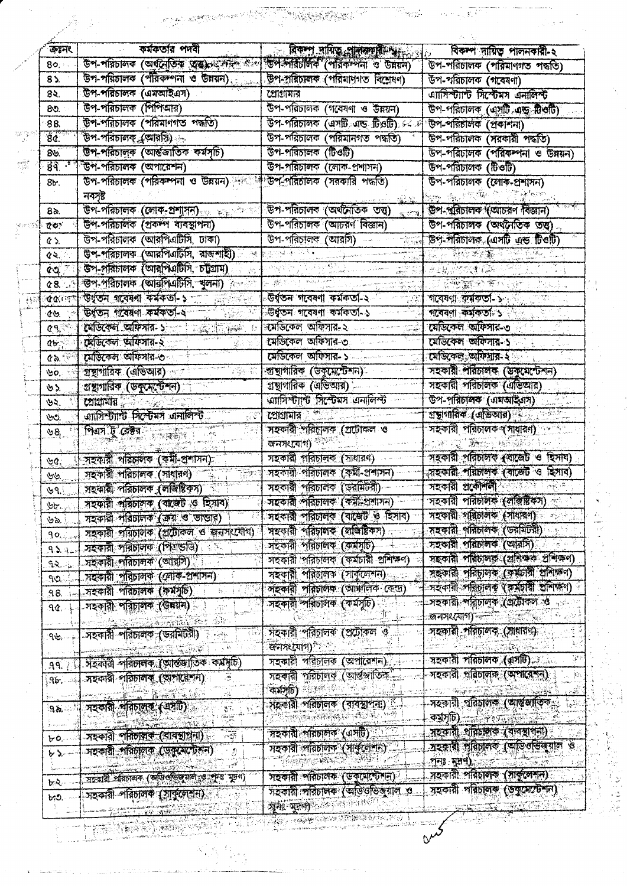| ক্রমনং | কর্মকর্তার পদবী | বিকল্প দায়িত্ব পালনকারী-১ | বিকল্প দায়িত্ব পালনকারী-২ |
| --- | --- | --- | --- |
| ৪০. | উপ-পরিচালক (অর্থনৈতিক তত্ত্ব) | উপ-পরিচালক (পরিকল্পনা ও উন্নয়ন) | উপ-পরিচালক (পরিমাণগত পদ্ধতি) |
| ৪১. | উপ-পরিচালক (পরিকল্পনা ও উন্নয়ন) | উপ-পরিচালক (পরিমাণগত বিশ্লেষণ) | উপ-পরিচালক (গবেষণা) |
| ৪২. | উপ-পরিচালক (এমআইএস) | প্রোগ্রামার | এ্যাসিস্ট্যান্ট সিস্টেমস এনালিস্ট |
| ৪৩. | উপ-পরিচালক (পিপিআর) | উপ-পরিচালক (গবেষণা ও উন্নয়ন) | উপ-পরিচালক (এসটি এন্ড টিওটি) |
| ৪৪. | উপ-পরিচালক (পরিমাণগত পদ্ধতি) | উপ-পরিচালক (এসটি এন্ড টিওটি) | উপ-পরিচালক (প্রকাশনা) |
| ৪৫. | উপ-পরিচালক (আরসি) | উপ-পরিচালক (পরিমানগত পদ্ধতি) | উপ-পরিচালক (সরকারী পদ্ধতি) |
| ৪৬. | উপ-পরিচালক (আন্তর্জাতিক কর্মসূচি) | উপ-পরিচালক (টিওটি) | উপ-পরিচালক (পরিকল্পনা ও উন্নয়ন) |
| ৪৭. | উপ-পরিচালক (অপারেশন) | উপ-পরিচালক (লোক-প্রশাসন) | উপ-পরিচালক (টিওটি) |
| ৪৮. | উপ-পরিচালক (পরিকল্পনা ও উন্নয়ন) নবসৃষ্ট | উপ-পরিচালক (সরকারি পদ্ধতি) | উপ-পরিচালক (লোক-প্রশাসন) |
| ৪৯. | উপ-পরিচালক (লোক-প্রশাসন) | উপ-পরিচালক (অর্থনৈতিক তত্ত্ব) | উপ-পরিচালক (আচরণ বিজ্ঞান) |
| ৫০. | উপ-পরিচালক (প্রকল্প ব্যবস্থাপনা) | উপ-পরিচালক (আচরণ বিজ্ঞান) | উপ-পরিচালক (অর্থনৈতিক তত্ত্ব) |
| ৫১. | উপ-পরিচালক (আরপিএটিসি, ঢাকা) | উপ-পরিচালক (আরসি) | উপ-পরিচালক (এসটি এন্ড টিওটি) |
| ৫২. | উপ-পরিচালক (আরপিএটিসি, রাজশাহী) | | |
| ৫৩. | উপ-পরিচালক (আরপিএটিসি, চট্টগ্রাম) | | |
| ৫৪. | উপ-পরিচালক (আরপিএটিসি, খুলনা) | | |
| ৫৫. | উর্ধ্বতন গবেষণা কর্মকর্তা-১ | উর্ধ্বতন গবেষণা কর্মকর্তা-২ | গবেষণা কর্মকর্তা-১ |
| ৫৬. | উর্ধ্বতন গবেষণা কর্মকর্তা-২ | উর্ধ্বতন গবেষণা কর্মকর্তা-১ | গবেষণা কর্মকর্তা-১ |
| ৫৭. | মেডিকেল অফিসার-১ | মেডিকেল অফিসার-২ | মেডিকেল অফিসার-৩ |
| ৫৮. | মেডিকেল অফিসার-২ | মেডিকেল অফিসার-৩ | মেডিকেল অফিসার-১ |
| ৫৯. | মেডিকেল অফিসার-৩ | মেডিকেল অফিসার-১ | মেডিকেল অফিসার-২ |
| ৬০. | গ্রন্থাগারিক (এভিআর) | গ্রন্থাগারিক (ডকুমেন্টেশন) | সহকারী পরিচালক (ডকুমেন্টেশন) |
| ৬১. | গ্রন্থাগারিক (ডকুমেন্টেশন) | গ্রন্থাগারিক (এভিআর) | সহকারী পরিচালক (এভিআর) |
| ৬২. | প্রোগ্রামার | এ্যাসিস্ট্যান্ট সিস্টেমস এনালিস্ট | উপ-পরিচালক (এমআইএস) |
| ৬৩. | এ্যাসিস্ট্যান্ট সিস্টেমস এনালিস্ট | প্রোগ্রামার | গ্রন্থাগারিক (এভিআর) |
| ৬৪. | পিএস টু রেক্টর | সহকারী পরিচালক (প্রটোকল ও জনসংযোগ) | সহকারী পরিচালক (সাধারণ) |
| ৬৫. | সহকারী পরিচালক (কর্মী-প্রশাসন) | সহকারী পরিচালক (সাধারণ) | সহকারী পরিচালক (বাজেট ও হিসাব) |
| ৬৬. | সহকারী পরিচালক (সাধারণ) | সহকারী পরিচালক (কর্মী-প্রশাসন) | সহকারী পরিচালক (বাজেট ও হিসাব) |
| ৬৭. | সহকারী পরিচালক (লজিস্টিকস) | সহকারী পরিচালক (ডরমিটরী) | সহকারী প্রকৌশলী |
| ৬৮. | সহকারী পরিচালক (বাজেট ও হিসাব) | সহকারী পরিচালক (কর্মী-প্রশাসন) | সহকারী পরিচালক (লজিস্টিকস) |
| ৬৯. | সহকারী পরিচালক (ক্রয় ও ভান্ডার) | সহকারী পরিচালক (বাজেট ও হিসাব) | সহকারী পরিচালক (সাধারণ) |
| ৭০. | সহকারী পরিচালক (প্রটোকল ও জনসংযোগ) | সহকারী পরিচালক (লজিস্টিকস) | সহকারী পরিচালক (ডরমিটরী) |
| ৭১. | সহকারী পরিচালক (পিএন্ডডি) | সহকারী পরিচালক (কর্মসূচি) | সহকারী পরিচালক (আরসি) |
| ৭২. | সহকারী পরিচালক (আরসি) | সহকারী পরিচালক (কর্মচারী প্রশিক্ষণ) | সহকারী পরিচালক (প্রশিক্ষক প্রশিক্ষণ) |
| ৭৩. | সহকারী পরিচালক (লোক-প্রশাসন) | সহকারী পরিচালক (সার্কুলেশন) | সহকারী পরিচালক (কর্মচারী প্রশিক্ষণ) |
| ৭৪. | সহকারী পরিচালক (কর্মসূচি) | সহকারী পরিচালক (আঞ্চলিক কেন্দ্র) | সহকারী পরিচালক (কর্মচারী প্রশিক্ষণ) |
| ৭৫. | সহকারী পরিচালক (উন্নয়ন) | সহকারী পরিচালক (কর্মসূচি) | সহকারী পরিচালক (প্রটোকল ও জনসংযোগ) |
| ৭৬. | সহকারী পরিচালক (ডরমিটরী) | সহকারী পরিচালক (প্রটোকল ও জনসংযোগ) | সহকারী পরিচালক (সাধারণ) |
| ৭৭. | সহকারী পরিচালক (আন্তর্জাতিক কর্মসূচি) | সহকারী পরিচালক (অপারেশন) | সহকারী পরিচালক (এসটি) |
| ৭৮. | সহকারী পরিচালক (অপারেশন) | সহকারী পরিচালক (আন্তর্জাতিক কর্মসূচি) | সহকারী পরিচালক (অপারেশন) |
| ৭৯. | সহকারী পরিচালক (এসটি) | সহকারী পরিচালক (ব্যবস্থাপনা) | সহকারী পরিচালক (আন্তর্জাতিক কর্মসূচি) |
| ৮০. | সহকারী পরিচালক (ব্যবস্থাপনা) | সহকারী পরিচালক (এসটি) | সহকারী পরিচালক (ব্যবস্থাপনা) |
| ৮১. | সহকারী পরিচালক (ডকুমেন্টেশন) | সহকারী পরিচালক (সার্কুলেশন) | সহকারী পরিচালক (অডিওভিজুয়াল ও পুনঃ মুদ্রণ) |
| ৮২. | সহকারী পরিচালক (অডিওভিজুয়াল ও পুনঃ মুদ্রণ) | সহকারী পরিচালক (ডকুমেন্টেশন) | সহকারী পরিচালক (সার্কুলেশন) |
| ৮৩. | সহকারী পরিচালক (সার্কুলেশন) | সহকারী পরিচালক (অডিওভিজুয়াল ও পুনঃ মুদ্রণ) | সহকারী পরিচালক (ডকুমেন্টেশন) |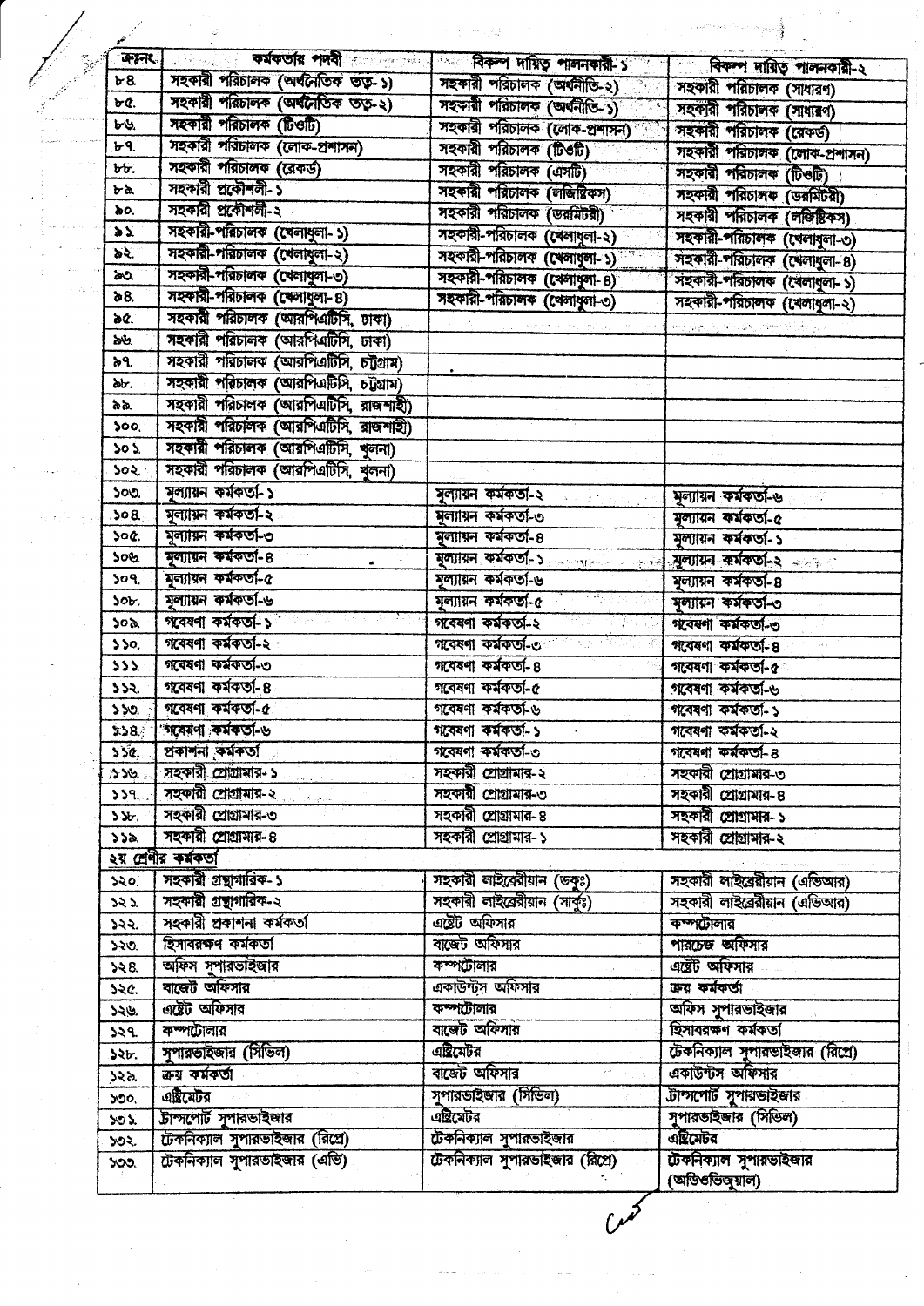| ক্রমনং | কর্মকর্তার পদবী | বিকল্প দায়িত্ব পালনকারী-১ | বিকল্প দায়িত্ব পালনকারী-২ |
|---|---|---|---|
| ৮৪. | সহকারী পরিচালক (অর্থনৈতিক তত্ত-১) | সহকারী পরিচালক (অর্থনীতি-২) | সহকারী পরিচালক (সাধারণ) |
| ৮৫. | সহকারী পরিচালক (অর্থনৈতিক তত্ত-২) | সহকারী পরিচালক (অর্থনীতি-১) | সহকারী পরিচালক (সাধারণ) |
| ৮৬. | সহকারী পরিচালক (টিওটি) | সহকারী পরিচালক (লোক-প্রশাসন) | সহকারী পরিচালক (রেকর্ড) |
| ৮৭. | সহকারী পরিচালক (লোক-প্রশাসন) | সহকারী পরিচালক (টিওটি) | সহকারী পরিচালক (লোক-প্রশাসন) |
| ৮৮. | সহকারী পরিচালক (রেকর্ড) | সহকারী পরিচালক (এসটি) | সহকারী পরিচালক (টিওটি) |
| ৮৯. | সহকারী প্রকৌশলী-১ | সহকারী পরিচালক (লজিষ্টিকস) | সহকারী পরিচালক (ডরমিটরী) |
| ৯০. | সহকারী প্রকৌশলী-২ | সহকারী পরিচালক (ডরমিটরী) | সহকারী পরিচালক (লজিষ্টিকস) |
| ৯১. | সহকারী-পরিচালক (খেলাধুলা-১) | সহকারী-পরিচালক (খেলাধুলা-২) | সহকারী-পরিচালক (খেলাধুলা-৩) |
| ৯২. | সহকারী-পরিচালক (খেলাধুলা-২) | সহকারী-পরিচালক (খেলাধুলা-১) | সহকারী-পরিচালক (খেলাধুলা-৪) |
| ৯৩. | সহকারী-পরিচালক (খেলাধুলা-৩) | সহকারী-পরিচালক (খেলাধুলা-৪) | সহকারী-পরিচালক (খেলাধুলা-১) |
| ৯৪. | সহকারী-পরিচালক (খেলাধুলা-৪) | সহকারী-পরিচালক (খেলাধুলা-৩) | সহকারী-পরিচালক (খেলাধুলা-২) |
| ৯৫. | সহকারী পরিচালক (আরপিএটিসি, ঢাকা) | | |
| ৯৬. | সহকারী পরিচালক (আরপিএটিসি, ঢাকা) | | |
| ৯৭. | সহকারী পরিচালক (আরপিএটিসি, চট্টগ্রাম) | | |
| ৯৮. | সহকারী পরিচালক (আরপিএটিসি, চট্টগ্রাম) | | |
| ৯৯. | সহকারী পরিচালক (আরপিএটিসি, রাজশাহী) | | |
| ১০০. | সহকারী পরিচালক (আরপিএটিসি, রাজশাহী) | | |
| ১০১. | সহকারী পরিচালক (আরপিএটিসি, খুলনা) | | |
| ১০২. | সহকারী পরিচালক (আরপিএটিসি, খুলনা) | | |
| ১০৩. | মূল্যায়ন কর্মকর্তা-১ | মূল্যায়ন কর্মকর্তা-২ | মূল্যায়ন কর্মকর্তা-৬ |
| ১০৪. | মূল্যায়ন কর্মকর্তা-২ | মূল্যায়ন কর্মকর্তা-৩ | মূল্যায়ন কর্মকর্তা-৫ |
| ১০৫. | মূল্যায়ন কর্মকর্তা-৩ | মূল্যায়ন কর্মকর্তা-৪ | মূল্যায়ন কর্মকর্তা-১ |
| ১০৬. | মূল্যায়ন কর্মকর্তা-৪ | মূল্যায়ন কর্মকর্তা-১ | মূল্যায়ন কর্মকর্তা-২ |
| ১০৭. | মূল্যায়ন কর্মকর্তা-৫ | মূল্যায়ন কর্মকর্তা-৬ | মূল্যায়ন কর্মকর্তা-৪ |
| ১০৮. | মূল্যায়ন কর্মকর্তা-৬ | মূল্যায়ন কর্মকর্তা-৫ | মূল্যায়ন কর্মকর্তা-৩ |
| ১০৯. | গবেষণা কর্মকর্তা-১ | গবেষণা কর্মকর্তা-২ | গবেষণা কর্মকর্তা-৩ |
| ১১০. | গবেষণা কর্মকর্তা-২ | গবেষণা কর্মকর্তা-৩ | গবেষণা কর্মকর্তা-৪ |
| ১১১. | গবেষণা কর্মকর্তা-৩ | গবেষণা কর্মকর্তা-৪ | গবেষণা কর্মকর্তা-৫ |
| ১১২. | গবেষণা কর্মকর্তা-৪ | গবেষণা কর্মকর্তা-৫ | গবেষণা কর্মকর্তা-৬ |
| ১১৩. | গবেষণা কর্মকর্তা-৫ | গবেষণা কর্মকর্তা-৬ | গবেষণা কর্মকর্তা-১ |
| ১১৪. | গবেষণা কর্মকর্তা-৬ | গবেষণা কর্মকর্তা-১ | গবেষণা কর্মকর্তা-২ |
| ১১৫. | প্রকাশনা কর্মকর্তা | গবেষণা কর্মকর্তা-৩ | গবেষণা কর্মকর্তা-৪ |
| ১১৬. | সহকারী প্রোগ্রামার-১ | সহকারী প্রোগ্রামার-২ | সহকারী প্রোগ্রামার-৩ |
| ১১৭. | সহকারী প্রোগ্রামার-২ | সহকারী প্রোগ্রামার-৩ | সহকারী প্রোগ্রামার-৪ |
| ১১৮. | সহকারী প্রোগ্রামার-৩ | সহকারী প্রোগ্রামার-৪ | সহকারী প্রোগ্রামার-১ |
| ১১৯. | সহকারী প্রোগ্রামার-৪ | সহকারী প্রোগ্রামার-১ | সহকারী প্রোগ্রামার-২ |
| **২য় শ্রেণীর কর্মকর্তা** | | | |
| ১২০. | সহকারী গ্রন্থাগারিক-১ | সহকারী লাইব্রেরীয়ান (ডকুঃ) | সহকারী লাইব্রেরীয়ান (এভিআর) |
| ১২১. | সহকারী গ্রন্থাগারিক-২ | সহকারী লাইব্রেরীয়ান (সার্কুঃ) | সহকারী লাইব্রেরীয়ান (এভিআর) |
| ১২২. | সহকারী প্রকাশনা কর্মকর্তা | এষ্টেট অফিসার | কম্পট্রোলার |
| ১২৩. | হিসাবরক্ষণ কর্মকর্তা | বাজেট অফিসার | পারচেজ অফিসার |
| ১২৪. | অফিস সুপারভাইজার | কম্পট্রোলার | এষ্টেট অফিসার |
| ১২৫. | বাজেট অফিসার | একাউন্টস অফিসার | ক্রয় কর্মকর্তা |
| ১২৬. | এষ্টেট অফিসার | কম্পট্রোলার | অফিস সুপারভাইজার |
| ১২৭. | কম্পট্রোলার | বাজেট অফিসার | হিসাবরক্ষণ কর্মকর্তা |
| ১২৮. | সুপারভাইজার (সিভিল) | এষ্টিমেটর | টেকনিক্যাল সুপারভাইজার (রিপ্রো) |
| ১২৯. | ক্রয় কর্মকর্তা | বাজেট অফিসার | একাউন্টস অফিসার |
| ১৩০. | এষ্টিমেটর | সুপারভাইজার (সিভিল) | ট্রান্সপোর্ট সুপারভাইজার |
| ১৩১. | ট্রান্সপোর্ট সুপারভাইজার | এষ্টিমেটর | সুপারভাইজার (সিভিল) |
| ১৩২. | টেকনিক্যাল সুপারভাইজার (রিপ্রো) | টেকনিক্যাল সুপারভাইজার | এষ্টিমেটর |
| ১৩৩. | টেকনিক্যাল সুপারভাইজার (এভি) | টেকনিক্যাল সুপারভাইজার (রিপ্রো) | টেকনিক্যাল সুপারভাইজার (অডিওভিজুয়াল) |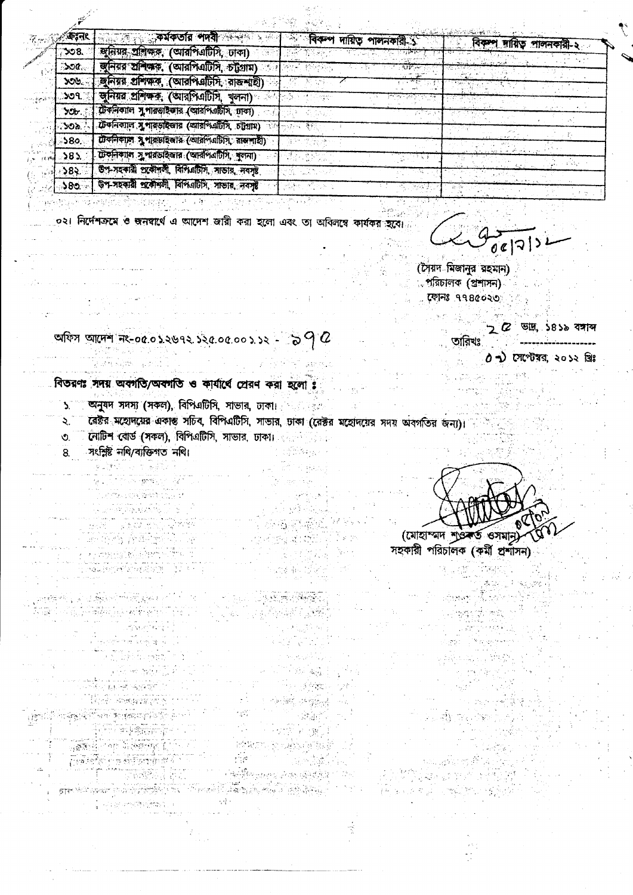| ক্রনং | কর্মকর্তার পদবী | বিকল্প দায়িত্ব পালনকারী-১ | বিকল্প দায়িত্ব পালনকারী-২ |
|---|---|---|---|
| ১৩৪. | জুনিয়র প্রশিক্ষক, (আরপিএটিসি, ঢাকা) | | |
| ১৩৫. | জুনিয়র প্রশিক্ষক, (আরপিএটিসি, চট্টগ্রাম) | | |
| ১৩৬. | জুনিয়র প্রশিক্ষক, (আরপিএটিসি, রাজশাহী) | | |
| ১৩৭. | জুনিয়র প্রশিক্ষক, (আরপিএটিসি, খুলনা) | | |
| ১৩৮. | টেকনিক্যাল সুপারভাইজার (আরপিএটিসি, ঢাকা) | | |
| ১৩৯. | টেকনিক্যাল সুপারভাইজার (আরপিএটিসি, চট্টগ্রাম) | | |
| ১৪০. | টেকনিক্যাল সুপারভাইজার (আরপিএটিসি, রাজশাহী) | | |
| ১৪১. | টেকনিক্যাল সুপারভাইজার (আরপিএটিসি, খুলনা) | | |
| ১৪২. | উপ-সহকারী প্রকৌশলী, বিপিএটিসি, সাভার, নবসৃষ্ট | | |
| ১৪৩. | উপ-সহকারী প্রকৌশলী, বিপিএটিসি, সাভার, নবসৃষ্ট | | |

০২। নির্দেশক্রমে ও জনস্বার্থে এ আদেশ জারী করা হলো এবং তা অবিলম্বে কার্যকর হবে।

০৫/৯/১২

(সৈয়দ মিজানুর রহমান)
পরিচালক (প্রশাসন)
ফোনঃ ৭৭৪৫০২৩

অফিস আদেশ নং-০৫.০১.২৬৭২.১২৫.০৫.০০১.১২ - ৯৭৫

তারিখঃ ২৫ ভাদ্র, ১৪১৯ বঙ্গাব্দ
০৯ সেপ্টেম্বর, ২০১২ খ্রিঃ

বিতরণঃ সদয় অবগতি/অবগতি ও কার্যার্থে প্রেরণ করা হলো :

১. অনুষদ সদস্য (সকল), বিপিএটিসি, সাভার, ঢাকা।
২. রেক্টর মহোদয়ের একান্ত সচিব, বিপিএটিসি, সাভার, ঢাকা (রেক্টর মহোদয়ের সদয় অবগতির জন্য)।
৩. নোটিশ বোর্ড (সকল), বিপিএটিসি, সাভার, ঢাকা।
৪. সংশ্লিষ্ট নথি/ব্যক্তিগত নথি।

০৫/০৯/১২

(মোহাম্মদ শওকত ওসমান)
সহকারী পরিচালক (কর্মী প্রশাসন)